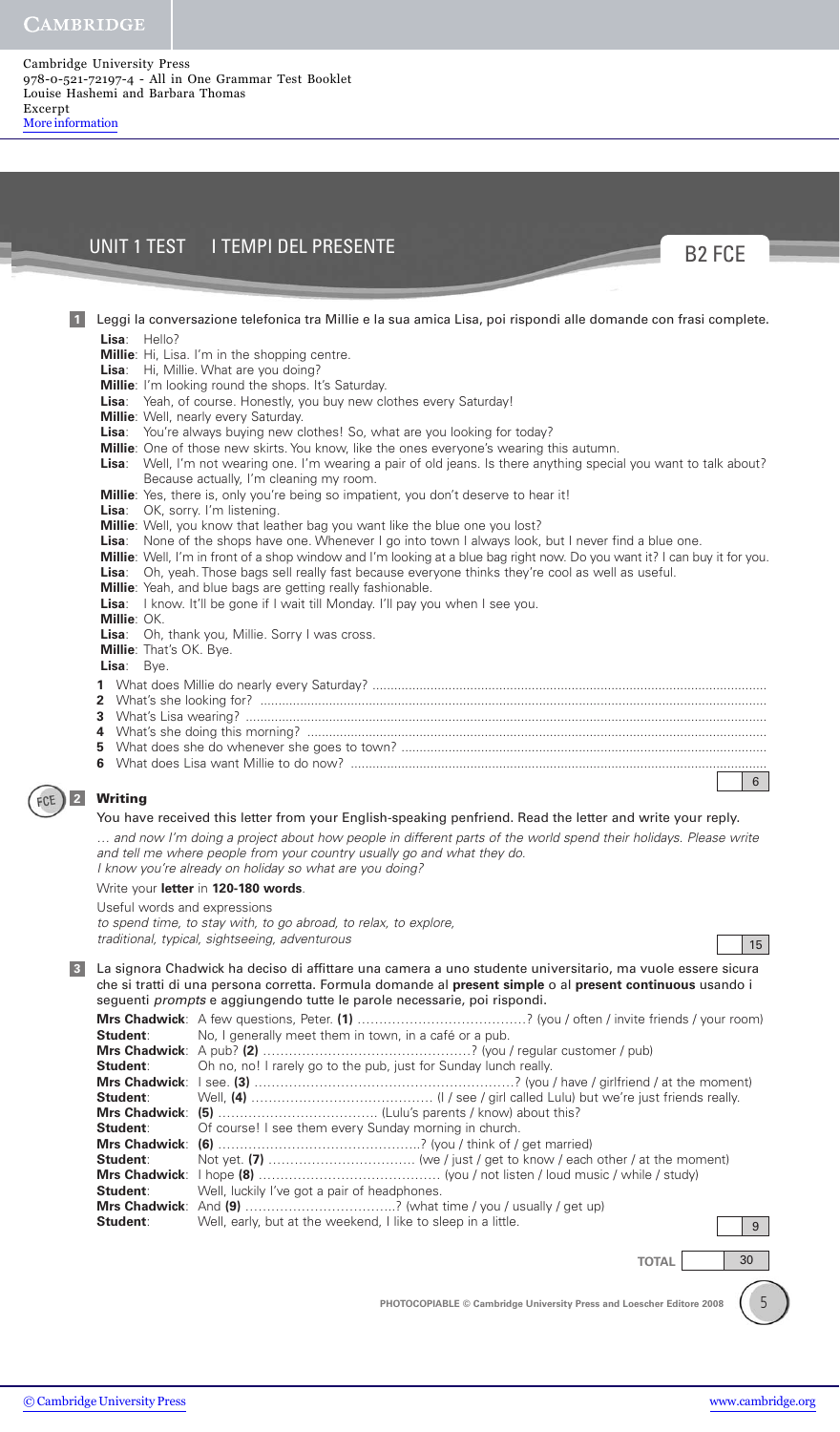Cambridge University Press
978-0-521-72197-4 - All in One Grammar Test Booklet
Louise Hashemi and Barbara Thomas
Excerpt
More information

# UNIT 1 TEST I TEMPI DEL PRESENTE

B2 FCE

**1** Leggi la conversazione telefonica tra Millie e la sua amica Lisa, poi rispondi alle domande con frasi complete.

**Lisa**: Hello?
**Millie**: Hi, Lisa. I'm in the shopping centre.
**Lisa**: Hi, Millie. What are you doing?
**Millie**: I'm looking round the shops. It's Saturday.
**Lisa**: Yeah, of course. Honestly, you buy new clothes every Saturday!
**Millie**: Well, nearly every Saturday.
**Lisa**: You're always buying new clothes! So, what are you looking for today?
**Millie**: One of those new skirts. You know, like the ones everyone's wearing this autumn.
**Lisa**: Well, I'm not wearing one. I'm wearing a pair of old jeans. Is there anything special you want to talk about? Because actually, I'm cleaning my room.
**Millie**: Yes, there is, only you're being so impatient, you don't deserve to hear it!
**Lisa**: OK, sorry. I'm listening.
**Millie**: Well, you know that leather bag you want like the blue one you lost?
**Lisa**: None of the shops have one. Whenever I go into town I always look, but I never find a blue one.
**Millie**: Well, I'm in front of a shop window and I'm looking at a blue bag right now. Do you want it? I can buy it for you.
**Lisa**: Oh, yeah. Those bags sell really fast because everyone thinks they're cool as well as useful.
**Millie**: Yeah, and blue bags are getting really fashionable.
**Lisa**: I know. It'll be gone if I wait till Monday. I'll pay you when I see you.
**Millie**: OK.
**Lisa**: Oh, thank you, Millie. Sorry I was cross.
**Millie**: That's OK. Bye.
**Lisa**: Bye.

1 What does Millie do nearly every Saturday? ..................................................
2 What's she looking for? ..................................................
3 What's Lisa wearing? ..................................................
4 What's she doing this morning? ..................................................
5 What does she do whenever she goes to town? ..................................................
6 What does Lisa want Millie to do now? ..................................................

6

FCE **2** **Writing**

You have received this letter from your English-speaking penfriend. Read the letter and write your reply.

*... and now I'm doing a project about how people in different parts of the world spend their holidays. Please write and tell me where people from your country usually go and what they do.*
*I know you're already on holiday so what are you doing?*

Write your **letter** in **120-180 words**.

Useful words and expressions
*to spend time, to stay with, to go abroad, to relax, to explore,*
*traditional, typical, sightseeing, adventurous*

15

**3** La signora Chadwick ha deciso di affittare una camera a uno studente universitario, ma vuole essere sicura che si tratti di una persona corretta. Formula domande al **present simple** o al **present continuous** usando i seguenti *prompts* e aggiungendo tutte le parole necessarie, poi rispondi.

**Mrs Chadwick**: A few questions, Peter. **(1)** ..................................................? (you / often / invite friends / your room)
**Student**: No, I generally meet them in town, in a café or a pub.
**Mrs Chadwick**: A pub? **(2)** ..................................................? (you / regular customer / pub)
**Student**: Oh no, no! I rarely go to the pub, just for Sunday lunch really.
**Mrs Chadwick**: I see. **(3)** ..................................................? (you / have / girlfriend / at the moment)
**Student**: Well, **(4)** .................................................. (I / see / girl called Lulu) but we're just friends really.
**Mrs Chadwick**: **(5)** .................................................. (Lulu's parents / know) about this?
**Student**: Of course! I see them every Sunday morning in church.
**Mrs Chadwick**: **(6)** ..................................................? (you / think of / get married)
**Student**: Not yet. **(7)** .................................................. (we / just / get to know / each other / at the moment)
**Mrs Chadwick**: I hope **(8)** .................................................. (you / not listen / loud music / while / study)
**Student**: Well, luckily I've got a pair of headphones.
**Mrs Chadwick**: And **(9)** ..................................................? (what time / you / usually / get up)
**Student**: Well, early, but at the weekend, I like to sleep in a little.

9

TOTAL 30

PHOTOCOPIABLE © Cambridge University Press and Loescher Editore 2008

© Cambridge University Press www.cambridge.org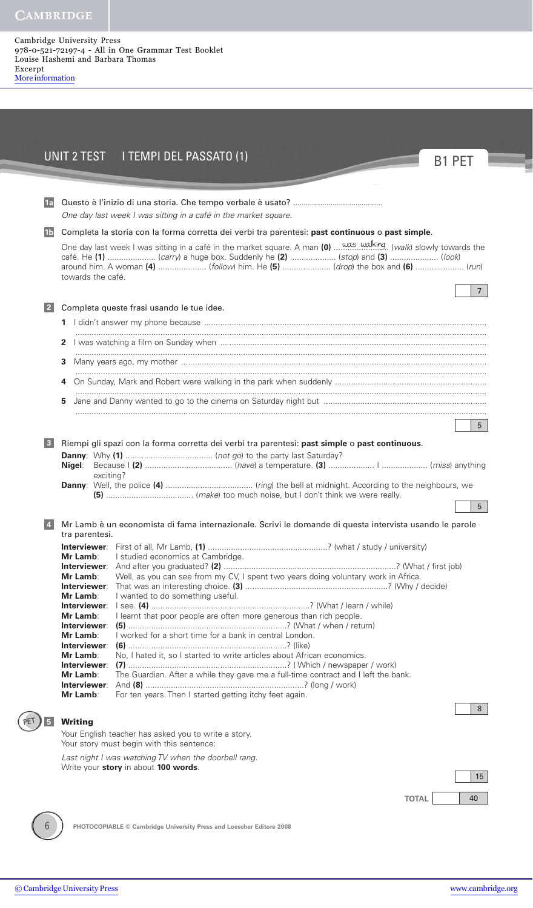# UNIT 2 TEST I TEMPI DEL PASSATO (1)

B1 PET

**1a** Questo è l'inizio di una storia. Che tempo verbale è usato? ..........................................

*One day last week I was sitting in a café in the market square.*

**1b** Completa la storia con la forma corretta dei verbi tra parentesi: **past continuous** o **past simple**.

One day last week I was sitting in a café in the market square. A man **(0)** ...was walking... (*walk*) slowly towards the café. He **(1)** .................... (*carry*) a huge box. Suddenly he **(2)** .................... (*stop*) and **(3)** .................... (*look*) around him. A woman **(4)** .................... (*follow*) him. He **(5)** .................... (*drop*) the box and **(6)** .................... (*run*) towards the café.

7

**2** Completa queste frasi usando le tue idee.

1. I didn't answer my phone because ............................................................................................................ ..........................................................................................................................................................
2. I was watching a film on Sunday when ...................................................................................................... ..........................................................................................................................................................
3. Many years ago, my mother ..................................................................................................................... ..........................................................................................................................................................
4. On Sunday, Mark and Robert were walking in the park when suddenly ...................................................... ..........................................................................................................................................................
5. Jane and Danny wanted to go to the cinema on Saturday night but .......................................................... ..........................................................................................................................................................

5

**3** Riempi gli spazi con la forma corretta dei verbi tra parentesi: **past simple** o **past continuous**.

**Danny**: Why **(1)** ..................................... (*not go*) to the party last Saturday?
**Nigel**: Because I **(2)** ..................................... (*have*) a temperature. **(3)** .................... I .................... (*miss*) anything exciting?
**Danny**: Well, the police **(4)** ..................................... (*ring*) the bell at midnight. According to the neighbours, we **(5)** ..................................... (*make*) too much noise, but I don't think we were really.

5

**4** Mr Lamb è un economista di fama internazionale. Scrivi le domande di questa intervista usando le parole tra parentesi.

**Interviewer**: First of all, Mr Lamb, **(1)** ...................................................? (what / study / university)
**Mr Lamb**: I studied economics at Cambridge.
**Interviewer**: And after you graduated? **(2)** ..........................................................................? (What / first job)
**Mr Lamb**: Well, as you can see from my CV, I spent two years doing voluntary work in Africa.
**Interviewer**: That was an interesting choice. **(3)** ............................................................? (Why / decide)
**Mr Lamb**: I wanted to do something useful.
**Interviewer**: I see. **(4)** ...................................................................? (What / learn / while)
**Mr Lamb**: I learnt that poor people are often more generous than rich people.
**Interviewer**: **(5)** ...................................................................? (What / when / return)
**Mr Lamb**: I worked for a short time for a bank in central London.
**Interviewer**: **(6)** ...................................................................? (like)
**Mr Lamb**: No, I hated it, so I started to write articles about African economics.
**Interviewer**: **(7)** ...................................................................? ( Which / newspaper / work)
**Mr Lamb**: The Guardian. After a while they gave me a full-time contract and I left the bank.
**Interviewer**: And **(8)** ...................................................................? (long / work)
**Mr Lamb**: For ten years. Then I started getting itchy feet again.

8

PET **5** **Writing**

Your English teacher has asked you to write a story.
Your story must begin with this sentence:

*Last night I was watching TV when the doorbell rang.*
Write your **story** in about **100 words**.

15

**TOTAL** 40

PHOTOCOPIABLE © Cambridge University Press and Loescher Editore 2008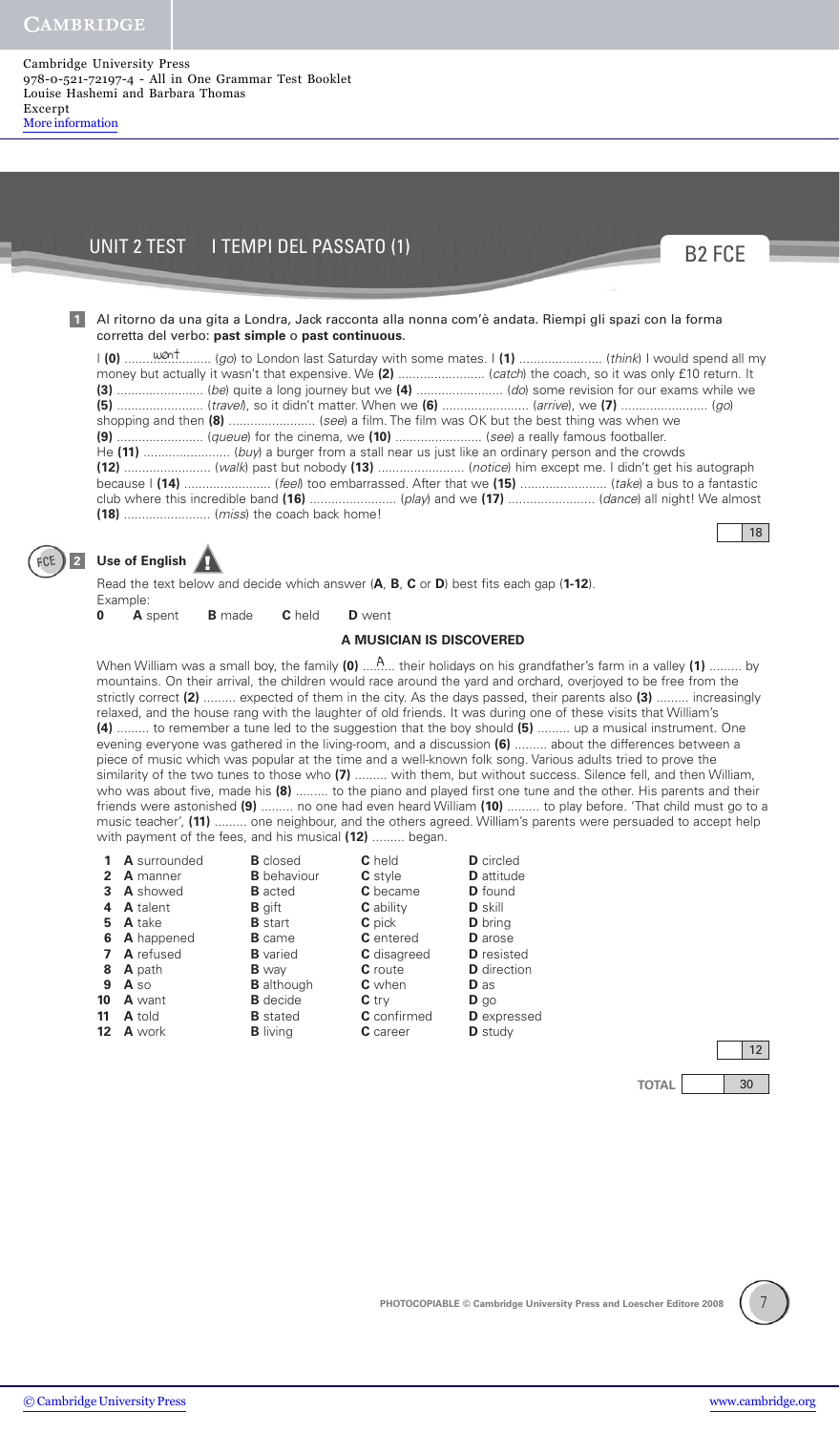## UNIT 2 TEST I TEMPI DEL PASSATO (1)

B2 FCE

**1** Al ritorno da una gita a Londra, Jack racconta alla nonna com'è andata. Riempi gli spazi con la forma corretta del verbo: **past simple** o **past continuous**.

I **(0)** ........went........ (*go*) to London last Saturday with some mates. I **(1)** ........................ (*think*) I would spend all my money but actually it wasn't that expensive. We **(2)** ........................ (*catch*) the coach, so it was only £10 return. It **(3)** ........................ (*be*) quite a long journey but we **(4)** ........................ (*do*) some revision for our exams while we **(5)** ........................ (*travel*), so it didn't matter. When we **(6)** ........................ (*arrive*), we **(7)** ........................ (*go*) shopping and then **(8)** ........................ (*see*) a film. The film was OK but the best thing was when we **(9)** ........................ (*queue*) for the cinema, we **(10)** ........................ (*see*) a really famous footballer. He **(11)** ........................ (*buy*) a burger from a stall near us just like an ordinary person and the crowds **(12)** ........................ (*walk*) past but nobody **(13)** ........................ (*notice*) him except me. I didn't get his autograph because I **(14)** ........................ (*feel*) too embarrassed. After that we **(15)** ........................ (*take*) a bus to a fantastic club where this incredible band **(16)** ........................ (*play*) and we **(17)** ........................ (*dance*) all night! We almost **(18)** ........................ (*miss*) the coach back home!

18

**2** **Use of English** (FCE)

Read the text below and decide which answer (**A**, **B**, **C** or **D**) best fits each gap (**1-12**).

Example:

**0** **A** spent **B** made **C** held **D** went

### A MUSICIAN IS DISCOVERED

When William was a small boy, the family **(0)** ...A... their holidays on his grandfather's farm in a valley **(1)** ......... by mountains. On their arrival, the children would race around the yard and orchard, overjoyed to be free from the strictly correct **(2)** ......... expected of them in the city. As the days passed, their parents also **(3)** ......... increasingly relaxed, and the house rang with the laughter of old friends. It was during one of these visits that William's **(4)** ......... to remember a tune led to the suggestion that the boy should **(5)** ......... up a musical instrument. One evening everyone was gathered in the living-room, and a discussion **(6)** ......... about the differences between a piece of music which was popular at the time and a well-known folk song. Various adults tried to prove the similarity of the two tunes to those who **(7)** ......... with them, but without success. Silence fell, and then William, who was about five, made his **(8)** ......... to the piano and played first one tune and the other. His parents and their friends were astonished **(9)** ......... no one had even heard William **(10)** ......... to play before. 'That child must go to a music teacher', **(11)** ......... one neighbour, and the others agreed. William's parents were persuaded to accept help with payment of the fees, and his musical **(12)** ......... began.

| | A | B | C | D |
|---|---|---|---|---|
| **1** | **A** surrounded | **B** closed | **C** held | **D** circled |
| **2** | **A** manner | **B** behaviour | **C** style | **D** attitude |
| **3** | **A** showed | **B** acted | **C** became | **D** found |
| **4** | **A** talent | **B** gift | **C** ability | **D** skill |
| **5** | **A** take | **B** start | **C** pick | **D** bring |
| **6** | **A** happened | **B** came | **C** entered | **D** arose |
| **7** | **A** refused | **B** varied | **C** disagreed | **D** resisted |
| **8** | **A** path | **B** way | **C** route | **D** direction |
| **9** | **A** so | **B** although | **C** when | **D** as |
| **10** | **A** want | **B** decide | **C** try | **D** go |
| **11** | **A** told | **B** stated | **C** confirmed | **D** expressed |
| **12** | **A** work | **B** living | **C** career | **D** study |

12

**TOTAL** 30

PHOTOCOPIABLE © Cambridge University Press and Loescher Editore 2008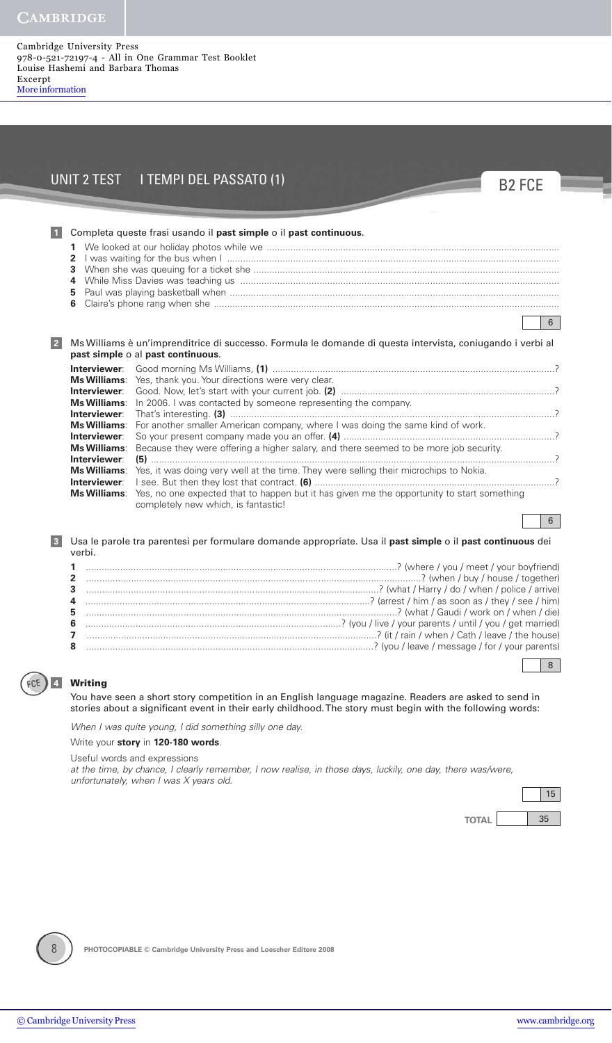## UNIT 2 TEST I TEMPI DEL PASSATO (1)

B2 FCE

**1** Completa queste frasi usando il **past simple** o il **past continuous**.

1. We looked at our holiday photos while we ..........................................................................................................
2. I was waiting for the bus when I ..........................................................................................................
3. When she was queuing for a ticket she ..........................................................................................................
4. While Miss Davies was teaching us ..........................................................................................................
5. Paul was playing basketball when ..........................................................................................................
6. Claire's phone rang when she ..........................................................................................................

6

**2** Ms Williams è un'imprenditrice di successo. Formula le domande di questa intervista, coniugando i verbi al **past simple** o al **past continuous**.

**Interviewer**: Good morning Ms Williams, **(1)** ..........................................................................................................?
**Ms Williams**: Yes, thank you. Your directions were very clear.
**Interviewer**: Good. Now, let's start with your current job. **(2)** ..........................................................................................................?
**Ms Williams**: In 2006. I was contacted by someone representing the company.
**Interviewer**: That's interesting. **(3)** ..........................................................................................................?
**Ms Williams**: For another smaller American company, where I was doing the same kind of work.
**Interviewer**: So your present company made you an offer. **(4)** ..........................................................................................................?
**Ms Williams**: Because they were offering a higher salary, and there seemed to be more job security.
**Interviewer**: **(5)** ..........................................................................................................?
**Ms Williams**: Yes, it was doing very well at the time. They were selling their microchips to Nokia.
**Interviewer**: I see. But then they lost that contract. **(6)** ..........................................................................................................?
**Ms Williams**: Yes, no one expected that to happen but it has given me the opportunity to start something completely new which, is fantastic!

6

**3** Usa le parole tra parentesi per formulare domande appropriate. Usa il **past simple** o il **past continuous** dei verbi.

1. ..........................................................................................................? (where / you / meet / your boyfriend)
2. ..........................................................................................................? (when / buy / house / together)
3. ..........................................................................................................? (what / Harry / do / when / police / arrive)
4. ..........................................................................................................? (arrest / him / as soon as / they / see / him)
5. ..........................................................................................................? (what / Gaudi / work on / when / die)
6. ..........................................................................................................? (you / live / your parents / until / you / get married)
7. ..........................................................................................................? (it / rain / when / Cath / leave / the house)
8. ..........................................................................................................? (you / leave / message / for / your parents)

8

FCE **4** **Writing**

You have seen a short story competition in an English language magazine. Readers are asked to send in stories about a significant event in their early childhood. The story must begin with the following words:

*When I was quite young, I did something silly one day.*

Write your **story** in **120-180 words**.

Useful words and expressions
*at the time, by chance, I clearly remember, I now realise, in those days, luckily, one day, there was/were, unfortunately, when I was X years old.*

15

**TOTAL** 35

PHOTOCOPIABLE © Cambridge University Press and Loescher Editore 2008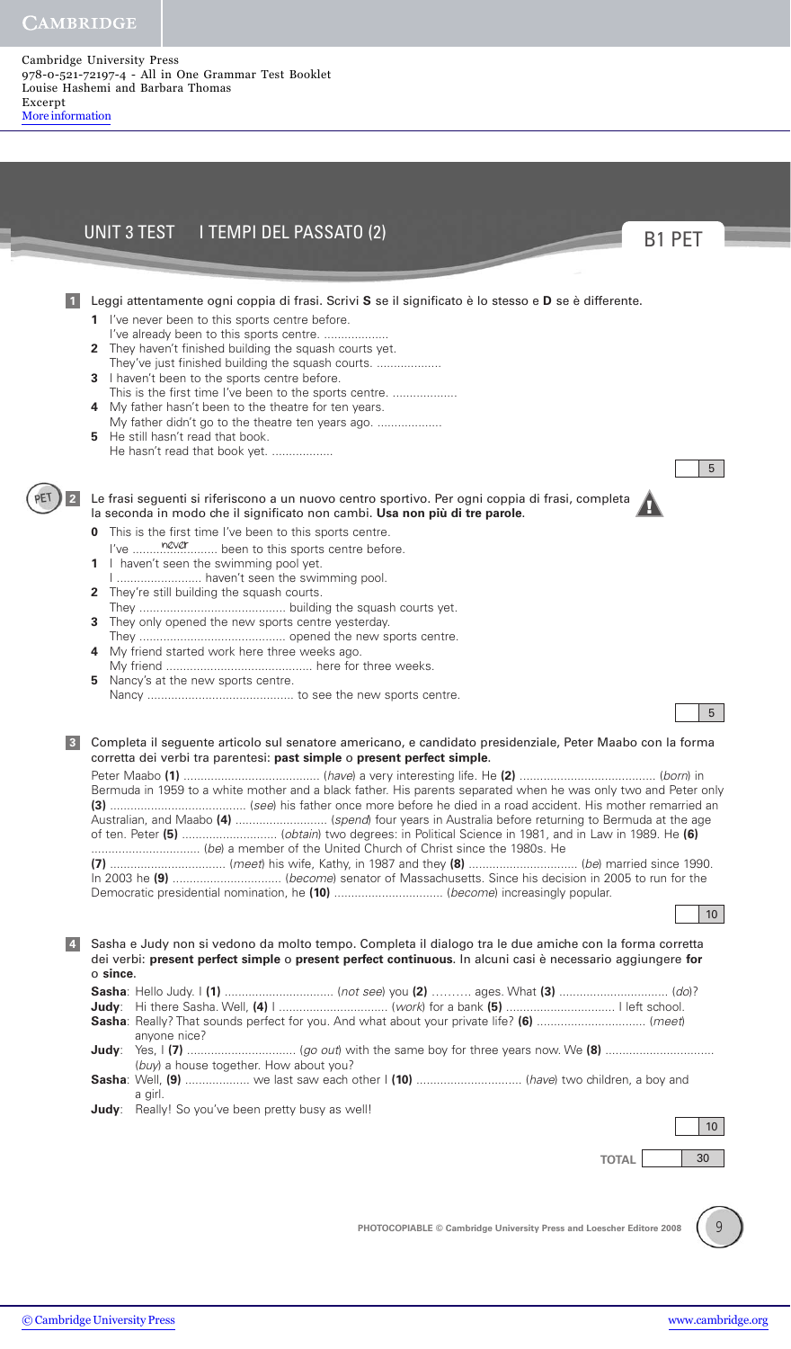Cambridge University Press
978-0-521-72197-4 - All in One Grammar Test Booklet
Louise Hashemi and Barbara Thomas
Excerpt
More information

# UNIT 3 TEST I TEMPI DEL PASSATO (2)

B1 PET

**1** Leggi attentamente ogni coppia di frasi. Scrivi **S** se il significato è lo stesso e **D** se è differente.

1. I've never been to this sports centre before.
   I've already been to this sports centre. ...................
2. They haven't finished building the squash courts yet.
   They've just finished building the squash courts. ...................
3. I haven't been to the sports centre before.
   This is the first time I've been to the sports centre. ...................
4. My father hasn't been to the theatre for ten years.
   My father didn't go to the theatre ten years ago. ...................
5. He still hasn't read that book.
   He hasn't read that book yet. ..................

5

PET **2** Le frasi seguenti si riferiscono a un nuovo centro sportivo. Per ogni coppia di frasi, completa la seconda in modo che il significato non cambi. **Usa non più di tre parole**.

0. This is the first time I've been to this sports centre.
   I've .........*never*......... been to this sports centre before.
1. I haven't seen the swimming pool yet.
   I ........................ haven't seen the swimming pool.
2. They're still building the squash courts.
   They .......................................... building the squash courts yet.
3. They only opened the new sports centre yesterday.
   They .......................................... opened the new sports centre.
4. My friend started work here three weeks ago.
   My friend .......................................... here for three weeks.
5. Nancy's at the new sports centre.
   Nancy .......................................... to see the new sports centre.

5

**3** Completa il seguente articolo sul senatore americano, e candidato presidenziale, Peter Maabo con la forma corretta dei verbi tra parentesi: **past simple** o **present perfect simple**.

Peter Maabo **(1)** ....................................... (*have*) a very interesting life. He **(2)** ....................................... (*born*) in Bermuda in 1959 to a white mother and a black father. His parents separated when he was only two and Peter only **(3)** ....................................... (*see*) his father once more before he died in a road accident. His mother remarried an Australian, and Maabo **(4)** .......................... (*spend*) four years in Australia before returning to Bermuda at the age of ten. Peter **(5)** ........................... (*obtain*) two degrees: in Political Science in 1981, and in Law in 1989. He **(6)** ................................ (*be*) a member of the United Church of Christ since the 1980s. He **(7)** .................................. (*meet*) his wife, Kathy, in 1987 and they **(8)** ................................ (*be*) married since 1990. In 2003 he **(9)** ................................ (*become*) senator of Massachusetts. Since his decision in 2005 to run for the Democratic presidential nomination, he **(10)** ................................ (*become*) increasingly popular.

10

**4** Sasha e Judy non si vedono da molto tempo. Completa il dialogo tra le due amiche con la forma corretta dei verbi: **present perfect simple** o **present perfect continuous**. In alcuni casi è necessario aggiungere **for** o **since**.

**Sasha**: Hello Judy. I **(1)** ................................ (*not see*) you **(2)** ………. ages. What **(3)** ................................ (*do*)?

**Judy**: Hi there Sasha. Well, **(4)** I ................................ (*work*) for a bank **(5)** ................................ I left school.

**Sasha**: Really? That sounds perfect for you. And what about your private life? **(6)** ................................ (*meet*) anyone nice?

**Judy**: Yes, I **(7)** ................................ (*go out*) with the same boy for three years now. We **(8)** ................................ (*buy*) a house together. How about you?

**Sasha**: Well, **(9)** .................. we last saw each other I **(10)** .............................. (*have*) two children, a boy and a girl.

**Judy**: Really! So you've been pretty busy as well!

10

TOTAL 30

PHOTOCOPIABLE © Cambridge University Press and Loescher Editore 2008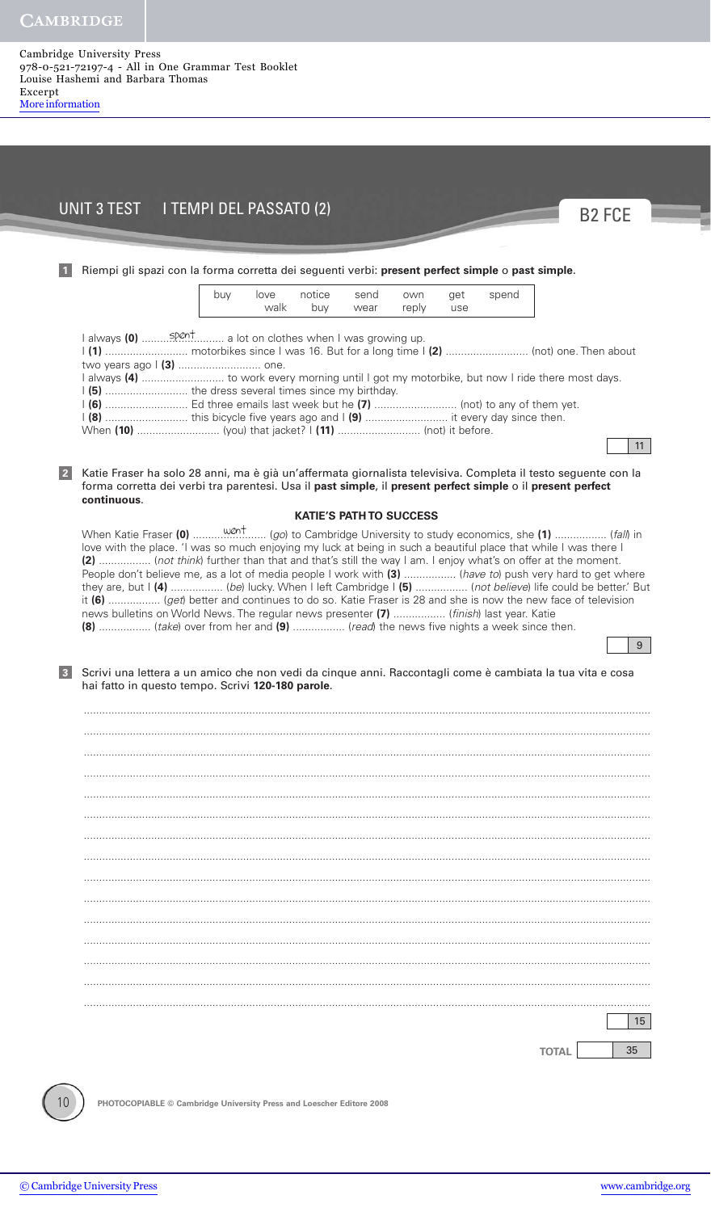# UNIT 3 TEST I TEMPI DEL PASSATO (2)

B2 FCE

**1** Riempi gli spazi con la forma corretta dei seguenti verbi: **present perfect simple** o **past simple**.

| buy | love | notice | send | own | get | spend |
|---|---|---|---|---|---|---|
| | walk | buy | wear | reply | use | |

I always **(0)** ........spent........ a lot on clothes when I was growing up.
I **(1)** .......................... motorbikes since I was 16. But for a long time I **(2)** .......................... (not) one. Then about two years ago I **(3)** .......................... one.
I always **(4)** .......................... to work every morning until I got my motorbike, but now I ride there most days.
I **(5)** .......................... the dress several times since my birthday.
I **(6)** .......................... Ed three emails last week but he **(7)** .......................... (not) to any of them yet.
I **(8)** .......................... this bicycle five years ago and I **(9)** .......................... it every day since then.
When **(10)** .......................... (you) that jacket? I **(11)** .......................... (not) it before.

11

**2** Katie Fraser ha solo 28 anni, ma è già un'affermata giornalista televisiva. Completa il testo seguente con la forma corretta dei verbi tra parentesi. Usa il **past simple**, il **present perfect simple** o il **present perfect continuous**.

### KATIE'S PATH TO SUCCESS

When Katie Fraser **(0)** ........went........ (*go*) to Cambridge University to study economics, she **(1)** ................ (*fall*) in love with the place. 'I was so much enjoying my luck at being in such a beautiful place that while I was there I **(2)** ................ (*not think*) further than that and that's still the way I am. I enjoy what's on offer at the moment. People don't believe me, as a lot of media people I work with **(3)** ................ (*have to*) push very hard to get where they are, but I **(4)** ................ (*be*) lucky. When I left Cambridge I **(5)** ................ (*not believe*) life could be better.' But it **(6)** ................ (*get*) better and continues to do so. Katie Fraser is 28 and she is now the new face of television news bulletins on World News. The regular news presenter **(7)** ................ (*finish*) last year. Katie **(8)** ................ (*take*) over from her and **(9)** ................ (*read*) the news five nights a week since then.

9

**3** Scrivi una lettera a un amico che non vedi da cinque anni. Raccontagli come è cambiata la tua vita e cosa hai fatto in questo tempo. Scrivi **120-180 parole**.

..............................................................................................................................................................

..............................................................................................................................................................

..............................................................................................................................................................

..............................................................................................................................................................

..............................................................................................................................................................

..............................................................................................................................................................

..............................................................................................................................................................

..............................................................................................................................................................

..............................................................................................................................................................

..............................................................................................................................................................

..............................................................................................................................................................

..............................................................................................................................................................

..............................................................................................................................................................

..............................................................................................................................................................

..............................................................................................................................................................

15

**TOTAL** 35

PHOTOCOPIABLE © Cambridge University Press and Loescher Editore 2008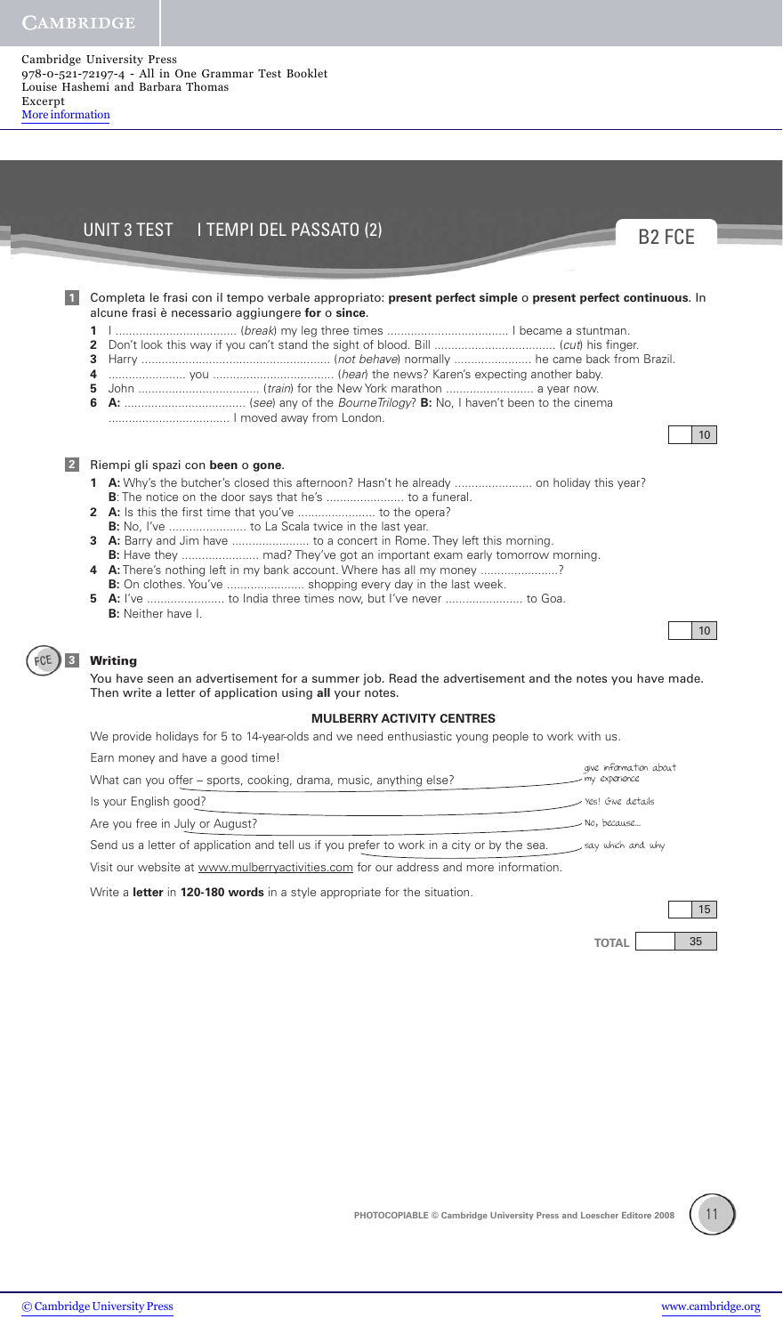## UNIT 3 TEST I TEMPI DEL PASSATO (2)

B2 FCE

**1** Completa le frasi con il tempo verbale appropriato: **present perfect simple** o **present perfect continuous**. In alcune frasi è necessario aggiungere **for** o **since**.

1. I .................................... (*break*) my leg three times .................................... I became a stuntman.
2. Don't look this way if you can't stand the sight of blood. Bill .................................... (*cut*) his finger.
3. Harry ........................................................ (*not behave*) normally ....................... he came back from Brazil.
4. ....................... you .................................... (*hear*) the news? Karen's expecting another baby.
5. John .................................... (*train*) for the New York marathon .......................... a year now.
6. **A:** .................................... (*see*) any of the *Bourne Trilogy*? **B:** No, I haven't been to the cinema .................................... I moved away from London.

10

**2** Riempi gli spazi con **been** o **gone**.

1. **A:** Why's the butcher's closed this afternoon? Hasn't he already ....................... on holiday this year?
   **B**: The notice on the door says that he's ....................... to a funeral.
2. **A:** Is this the first time that you've ....................... to the opera?
   **B:** No, I've ....................... to La Scala twice in the last year.
3. **A:** Barry and Jim have ....................... to a concert in Rome. They left this morning.
   **B:** Have they ....................... mad? They've got an important exam early tomorrow morning.
4. **A:** There's nothing left in my bank account. Where has all my money .......................?
   **B:** On clothes. You've ....................... shopping every day in the last week.
5. **A:** I've ....................... to India three times now, but I've never ....................... to Goa.
   **B:** Neither have I.

10

FCE **3** **Writing**

You have seen an advertisement for a summer job. Read the advertisement and the notes you have made. Then write a letter of application using **all** your notes.

**MULBERRY ACTIVITY CENTRES**

We provide holidays for 5 to 14-year-olds and we need enthusiastic young people to work with us.

Earn money and have a good time!

What can you offer – sports, cooking, drama, music, anything else? — *give information about my experience*

Is your English good? — *Yes! Give details*

Are you free in July or August? — *No, because...*

Send us a letter of application and tell us if you prefer to work in a city or by the sea. — *say which and why*

Visit our website at www.mulberryactivities.com for our address and more information.

Write a **letter** in **120-180 words** in a style appropriate for the situation.

15

**TOTAL** 35

PHOTOCOPIABLE © Cambridge University Press and Loescher Editore 2008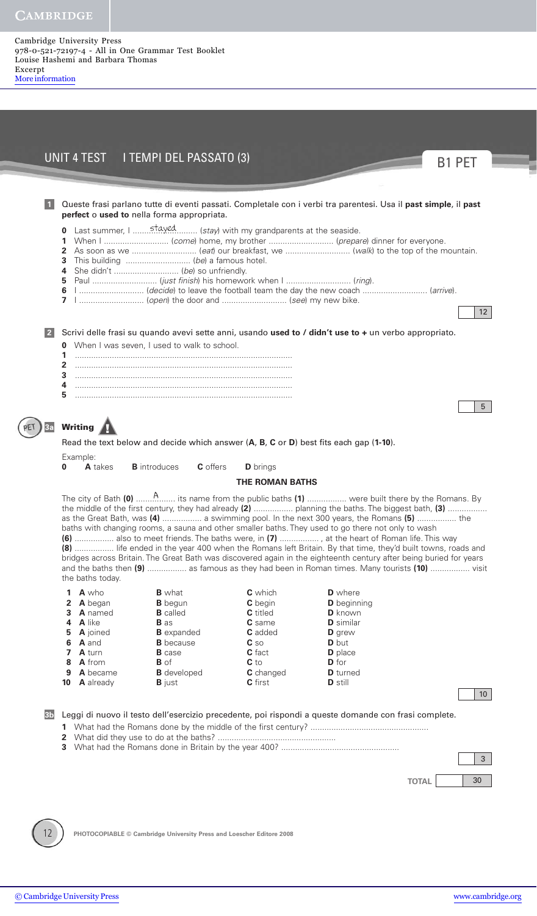## UNIT 4 TEST I TEMPI DEL PASSATO (3)

B1 PET

**1** Queste frasi parlano tutte di eventi passati. Completale con i verbi tra parentesi. Usa il **past simple**, il **past perfect** o **used to** nella forma appropriata.

**0** Last summer, I ......stayed...... (*stay*) with my grandparents at the seaside.
**1** When I ........................... (*come*) home, my brother ........................... (*prepare*) dinner for everyone.
**2** As soon as we ........................... (*eat*) our breakfast, we ........................... (*walk*) to the top of the mountain.
**3** This building ........................... (*be*) a famous hotel.
**4** She didn't ........................... (*be*) so unfriendly.
**5** Paul ........................... (*just finish*) his homework when I ........................... (*ring*).
**6** I ........................... (*decide*) to leave the football team the day the new coach ........................... (*arrive*).
**7** I ........................... (*open*) the door and ........................... (*see*) my new bike.

12

**2** Scrivi delle frasi su quando avevi sette anni, usando **used to / didn't use to +** un verbo appropriato.

**0** When I was seven, I used to walk to school.
**1** ..............................................................................
**2** ..............................................................................
**3** ..............................................................................
**4** ..............................................................................
**5** ..............................................................................

5

PET **3a** **Writing**

Read the text below and decide which answer (**A**, **B**, **C** or **D**) best fits each gap (**1-10**).

Example:
**0** **A** takes **B** introduces **C** offers **D** brings

**THE ROMAN BATHS**

The city of Bath **(0)** ......A...... its name from the public baths **(1)** ................ were built there by the Romans. By the middle of the first century, they had already **(2)** ................ planning the baths. The biggest bath, **(3)** ................ as the Great Bath, was **(4)** ................ a swimming pool. In the next 300 years, the Romans **(5)** ................ the baths with changing rooms, a sauna and other smaller baths. They used to go there not only to wash **(6)** ................ also to meet friends. The baths were, in **(7)** ................ , at the heart of Roman life. This way **(8)** ................ life ended in the year 400 when the Romans left Britain. By that time, they'd built towns, roads and bridges across Britain. The Great Bath was discovered again in the eighteenth century after being buried for years and the baths then **(9)** ................ as famous as they had been in Roman times. Many tourists **(10)** ................ visit the baths today.

| | A | B | C | D |
|---|---|---|---|---|
| **1** | who | what | which | where |
| **2** | began | begun | begin | beginning |
| **3** | named | called | titled | known |
| **4** | like | as | same | similar |
| **5** | joined | expanded | added | grew |
| **6** | and | because | so | but |
| **7** | turn | case | fact | place |
| **8** | from | of | to | for |
| **9** | became | developed | changed | turned |
| **10** | already | just | first | still |

10

**3b** Leggi di nuovo il testo dell'esercizio precedente, poi rispondi a queste domande con frasi complete.

**1** What had the Romans done by the middle of the first century? ..................................................
**2** What did they use to do at the baths? ..................................................
**3** What had the Romans done in Britain by the year 400? ..................................................

3

**TOTAL** 30

PHOTOCOPIABLE © Cambridge University Press and Loescher Editore 2008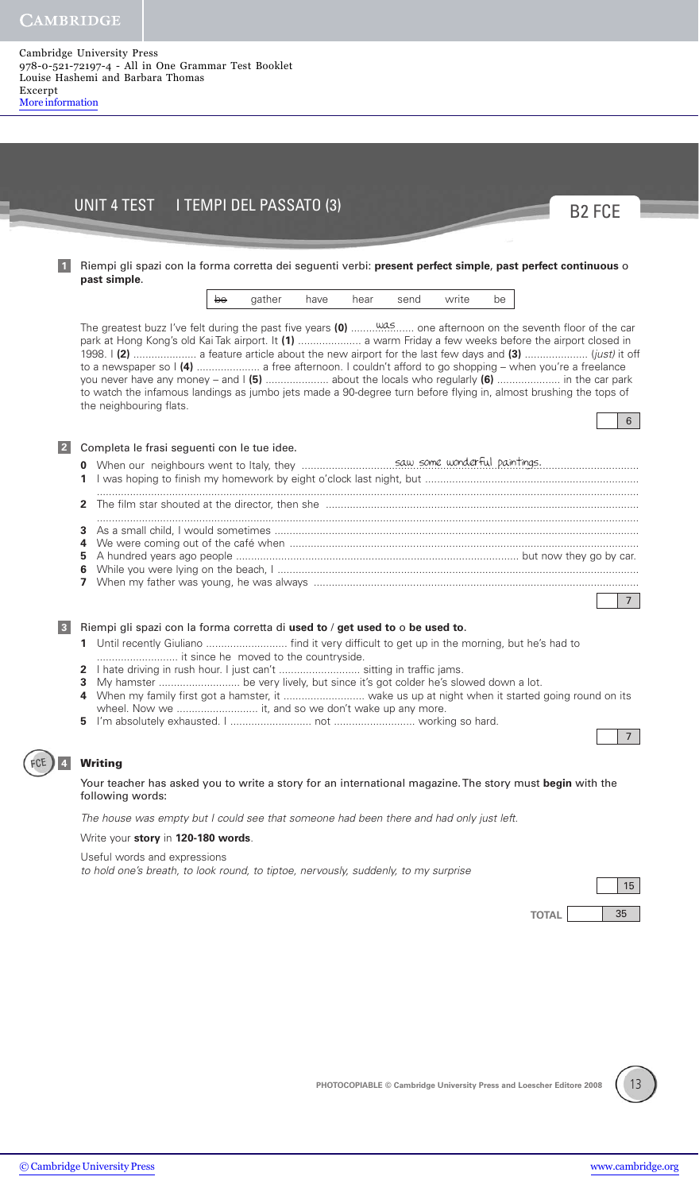# UNIT 4 TEST I TEMPI DEL PASSATO (3)

B2 FCE

**1** Riempi gli spazi con la forma corretta dei seguenti verbi: **present perfect simple**, **past perfect continuous** o **past simple**.

| ~~be~~ | gather | have | hear | send | write | be |
|---|---|---|---|---|---|---|

The greatest buzz I've felt during the past five years **(0)** ........was........ one afternoon on the seventh floor of the car park at Hong Kong's old Kai Tak airport. It **(1)** ..................... a warm Friday a few weeks before the airport closed in 1998. I **(2)** ..................... a feature article about the new airport for the last few days and **(3)** ..................... (*just*) it off to a newspaper so I **(4)** ..................... a free afternoon. I couldn't afford to go shopping – when you're a freelance you never have any money – and I **(5)** ..................... about the locals who regularly **(6)** ..................... in the car park to watch the infamous landings as jumbo jets made a 90-degree turn before flying in, almost brushing the tops of the neighbouring flats.

6

**2** Completa le frasi seguenti con le tue idee.

**0** When our neighbours went to Italy, they ..............................saw some wonderful paintings...............................
**1** I was hoping to finish my homework by eight o'clock last night, but ......................................................................
..........................................................................................................................................................................
**2** The film star shouted at the director, then she ......................................................................................................
..........................................................................................................................................................................
**3** As a small child, I would sometimes .......................................................................................................................
**4** We were coming out of the café when ...................................................................................................................
**5** A hundred years ago people ............................................................................................. but now they go by car.
**6** While you were lying on the beach, I .....................................................................................................................
**7** When my father was young, he was always ...........................................................................................................

7

**3** Riempi gli spazi con la forma corretta di **used to** / **get used to** o **be used to**.

**1** Until recently Giuliano ........................... find it very difficult to get up in the morning, but he's had to ........................... it since he moved to the countryside.
**2** I hate driving in rush hour. I just can't ........................... sitting in traffic jams.
**3** My hamster ........................... be very lively, but since it's got colder he's slowed down a lot.
**4** When my family first got a hamster, it ........................... wake us up at night when it started going round on its wheel. Now we ........................... it, and so we don't wake up any more.
**5** I'm absolutely exhausted. I ........................... not ........................... working so hard.

7

FCE **4** **Writing**

Your teacher has asked you to write a story for an international magazine. The story must **begin** with the following words:

*The house was empty but I could see that someone had been there and had only just left.*

Write your **story** in **120-180 words**.

Useful words and expressions
*to hold one's breath, to look round, to tiptoe, nervously, suddenly, to my surprise*

15

**TOTAL** 35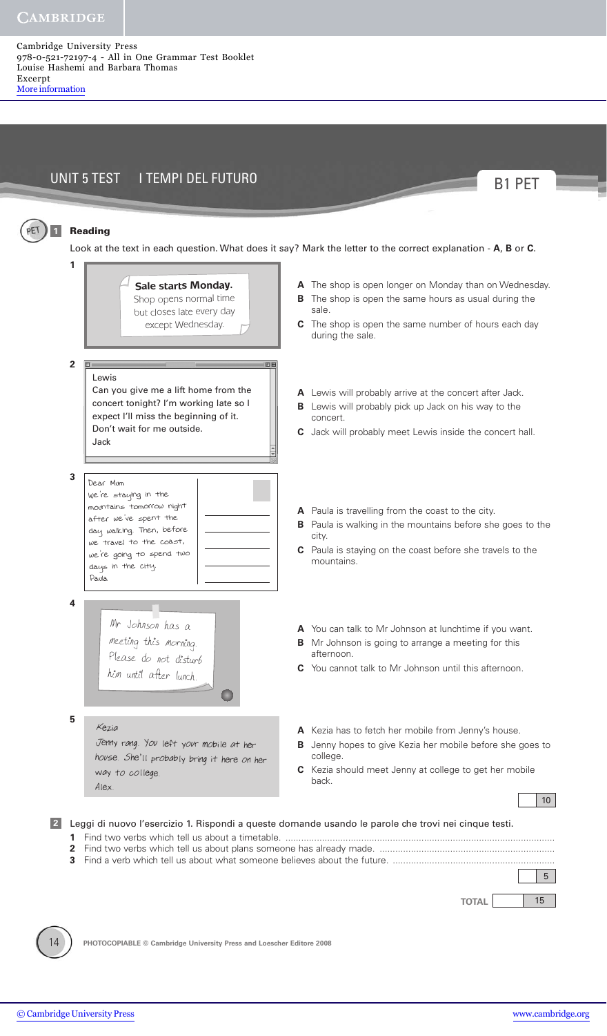Cambridge University Press
978-0-521-72197-4 - All in One Grammar Test Booklet
Louise Hashemi and Barbara Thomas
Excerpt
More information

# UNIT 5 TEST I TEMPI DEL FUTURO

B1 PET

## 1 Reading

Look at the text in each question. What does it say? Mark the letter to the correct explanation - **A**, **B** or **C**.

**1**

> **Sale starts Monday.**
> Shop opens normal time but closes late every day except Wednesday.

**A** The shop is open longer on Monday than on Wednesday.
**B** The shop is open the same hours as usual during the sale.
**C** The shop is open the same number of hours each day during the sale.

**2**

> Lewis
> Can you give me a lift home from the concert tonight? I'm working late so I expect I'll miss the beginning of it.
> Don't wait for me outside.
> Jack

**A** Lewis will probably arrive at the concert after Jack.
**B** Lewis will probably pick up Jack on his way to the concert.
**C** Jack will probably meet Lewis inside the concert hall.

**3**

> Dear Mum
> We're staying in the mountains tomorrow night after we've spent the day walking. Then, before we travel to the coast, we're going to spend two days in the city.
> Paula

**A** Paula is travelling from the coast to the city.
**B** Paula is walking in the mountains before she goes to the city.
**C** Paula is staying on the coast before she travels to the mountains.

**4**

> Mr Johnson has a meeting this morning. Please do not disturb him until after lunch.

**A** You can talk to Mr Johnson at lunchtime if you want.
**B** Mr Johnson is going to arrange a meeting for this afternoon.
**C** You cannot talk to Mr Johnson until this afternoon.

**5**

> Kezia
> Jenny rang. You left your mobile at her house. She'll probably bring it here on her way to college.
> Alex.

**A** Kezia has to fetch her mobile from Jenny's house.
**B** Jenny hopes to give Kezia her mobile before she goes to college.
**C** Kezia should meet Jenny at college to get her mobile back.

| | 10 |

## 2

Leggi di nuovo l'esercizio 1. Rispondi a queste domande usando le parole che trovi nei cinque testi.

1 Find two verbs which tell us about a timetable. ..............................................

2 Find two verbs which tell us about plans someone has already made. ..............................................

3 Find a verb which tell us about what someone believes about the future. ..............................................

| | 5 |

**TOTAL** | | 15 |

PHOTOCOPIABLE © Cambridge University Press and Loescher Editore 2008

© Cambridge University Press www.cambridge.org